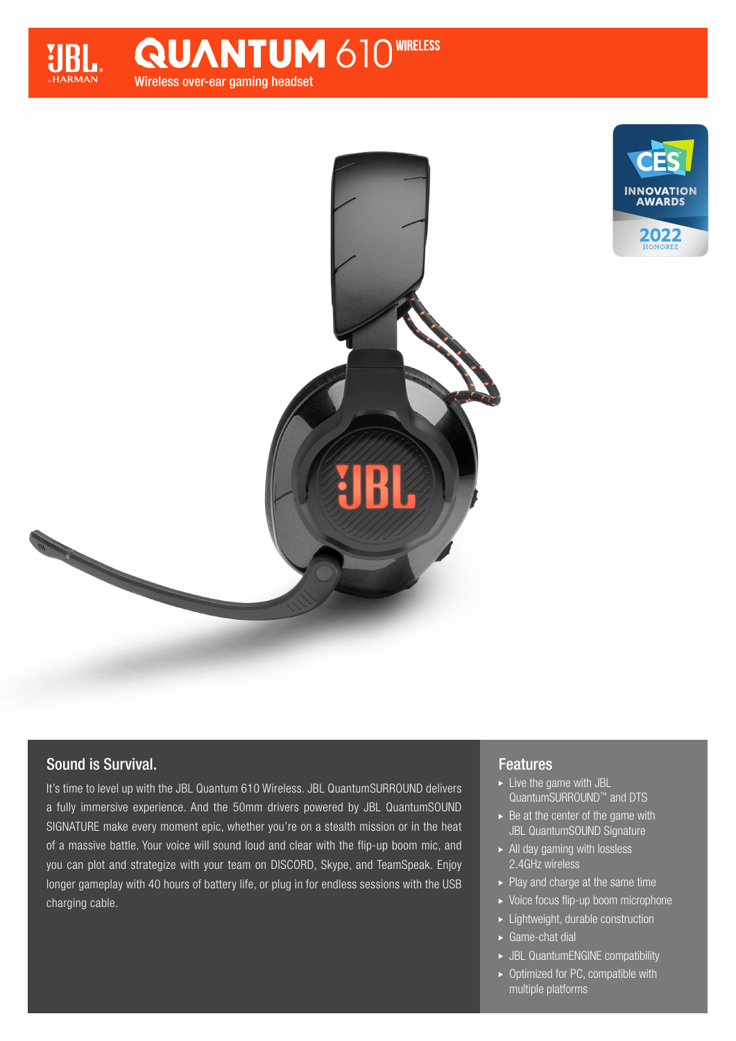# QUANTUM 610 WIRELESS

Wireless over-ear gaming headset

CES INNOVATION AWARDS 2022 HONOREE

## Sound is Survival.

It's time to level up with the JBL Quantum 610 Wireless. JBL QuantumSURROUND delivers a fully immersive experience. And the 50mm drivers powered by JBL QuantumSOUND SIGNATURE make every moment epic, whether you're on a stealth mission or in the heat of a massive battle. Your voice will sound loud and clear with the flip-up boom mic, and you can plot and strategize with your team on DISCORD, Skype, and TeamSpeak. Enjoy longer gameplay with 40 hours of battery life, or plug in for endless sessions with the USB charging cable.

## Features

- Live the game with JBL QuantumSURROUND™ and DTS
- Be at the center of the game with JBL QuantumSOUND Signature
- All day gaming with lossless 2.4GHz wireless
- Play and charge at the same time
- Voice focus flip-up boom microphone
- Lightweight, durable construction
- Game-chat dial
- JBL QuantumENGINE compatibility
- Optimized for PC, compatible with multiple platforms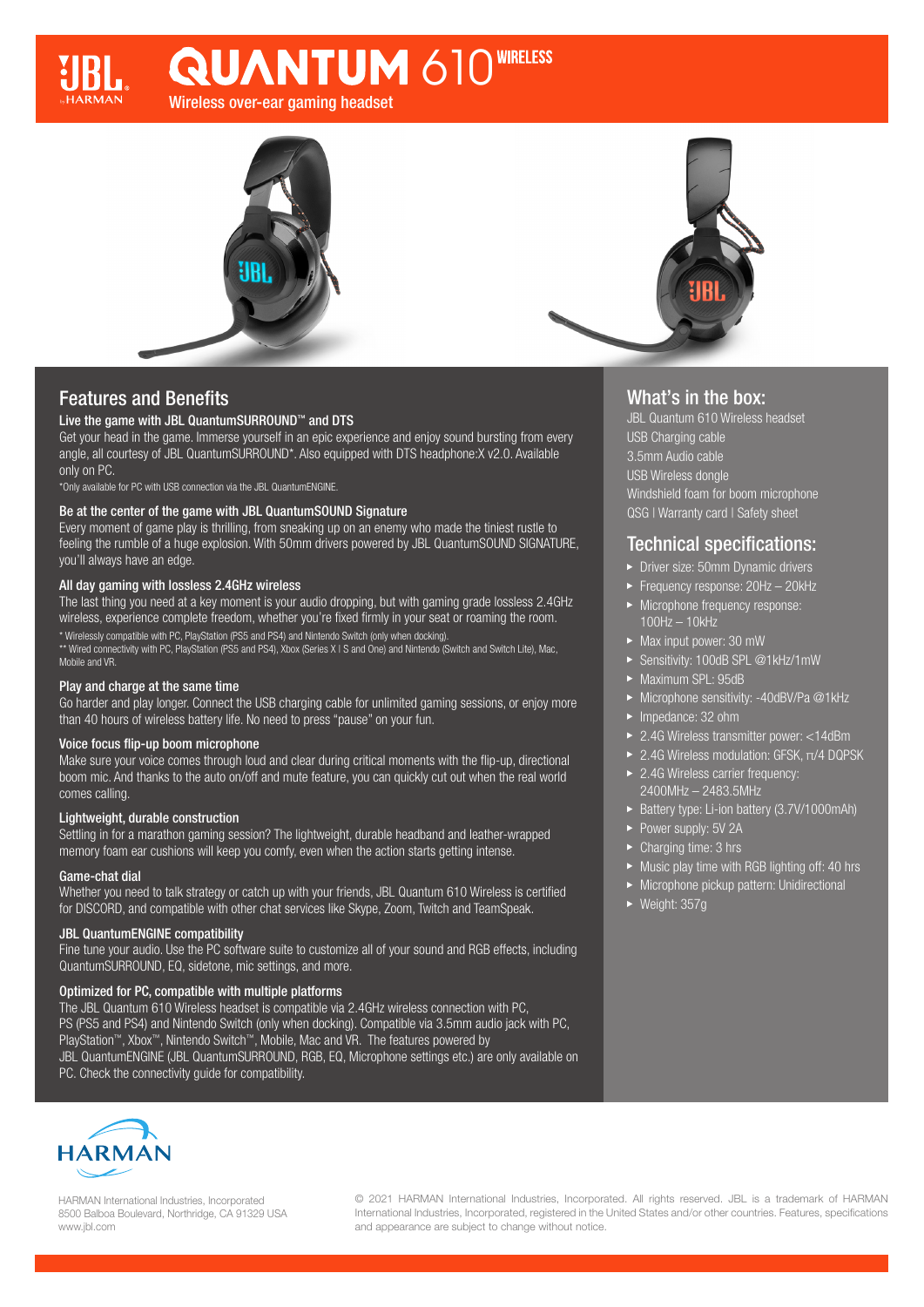# JBL QUANTUM 610 WIRELESS

Wireless over-ear gaming headset

## Features and Benefits

### Live the game with JBL QuantumSURROUND™ and DTS

Get your head in the game. Immerse yourself in an epic experience and enjoy sound bursting from every angle, all courtesy of JBL QuantumSURROUND*. Also equipped with DTS headphone:X v2.0. Available only on PC.

*Only available for PC with USB connection via the JBL QuantumENGINE.

### Be at the center of the game with JBL QuantumSOUND Signature

Every moment of game play is thrilling, from sneaking up on an enemy who made the tiniest rustle to feeling the rumble of a huge explosion. With 50mm drivers powered by JBL QuantumSOUND SIGNATURE, you'll always have an edge.

### All day gaming with lossless 2.4GHz wireless

The last thing you need at a key moment is your audio dropping, but with gaming grade lossless 2.4GHz wireless, experience complete freedom, whether you're fixed firmly in your seat or roaming the room.

* Wirelessly compatible with PC, PlayStation (PS5 and PS4) and Nintendo Switch (only when docking).
** Wired connectivity with PC, PlayStation (PS5 and PS4), Xbox (Series X I S and One) and Nintendo (Switch and Switch Lite), Mac, Mobile and VR.

### Play and charge at the same time

Go harder and play longer. Connect the USB charging cable for unlimited gaming sessions, or enjoy more than 40 hours of wireless battery life. No need to press "pause" on your fun.

### Voice focus flip-up boom microphone

Make sure your voice comes through loud and clear during critical moments with the flip-up, directional boom mic. And thanks to the auto on/off and mute feature, you can quickly cut out when the real world comes calling.

### Lightweight, durable construction

Settling in for a marathon gaming session? The lightweight, durable headband and leather-wrapped memory foam ear cushions will keep you comfy, even when the action starts getting intense.

### Game-chat dial

Whether you need to talk strategy or catch up with your friends, JBL Quantum 610 Wireless is certified for DISCORD, and compatible with other chat services like Skype, Zoom, Twitch and TeamSpeak.

### JBL QuantumENGINE compatibility

Fine tune your audio. Use the PC software suite to customize all of your sound and RGB effects, including QuantumSURROUND, EQ, sidetone, mic settings, and more.

### Optimized for PC, compatible with multiple platforms

The JBL Quantum 610 Wireless headset is compatible via 2.4GHz wireless connection with PC, PS (PS5 and PS4) and Nintendo Switch (only when docking). Compatible via 3.5mm audio jack with PC, PlayStation™, Xbox™, Nintendo Switch™, Mobile, Mac and VR. The features powered by JBL QuantumENGINE (JBL QuantumSURROUND, RGB, EQ, Microphone settings etc.) are only available on PC. Check the connectivity guide for compatibility.

## What's in the box:

JBL Quantum 610 Wireless headset
USB Charging cable
3.5mm Audio cable
USB Wireless dongle
Windshield foam for boom microphone
QSG | Warranty card | Safety sheet

## Technical specifications:

- Driver size: 50mm Dynamic drivers
- Frequency response: 20Hz – 20kHz
- Microphone frequency response: 100Hz – 10kHz
- Max input power: 30 mW
- Sensitivity: 100dB SPL @1kHz/1mW
- Maximum SPL: 95dB
- Microphone sensitivity: -40dBV/Pa @1kHz
- Impedance: 32 ohm
- 2.4G Wireless transmitter power: <14dBm
- 2.4G Wireless modulation: GFSK, π/4 DQPSK
- 2.4G Wireless carrier frequency: 2400MHz – 2483.5MHz
- Battery type: Li-ion battery (3.7V/1000mAh)
- Power supply: 5V 2A
- Charging time: 3 hrs
- Music play time with RGB lighting off: 40 hrs
- Microphone pickup pattern: Unidirectional
- Weight: 357g

HARMAN International Industries, Incorporated
8500 Balboa Boulevard, Northridge, CA 91329 USA
www.jbl.com

© 2021 HARMAN International Industries, Incorporated. All rights reserved. JBL is a trademark of HARMAN International Industries, Incorporated, registered in the United States and/or other countries. Features, specifications and appearance are subject to change without notice.